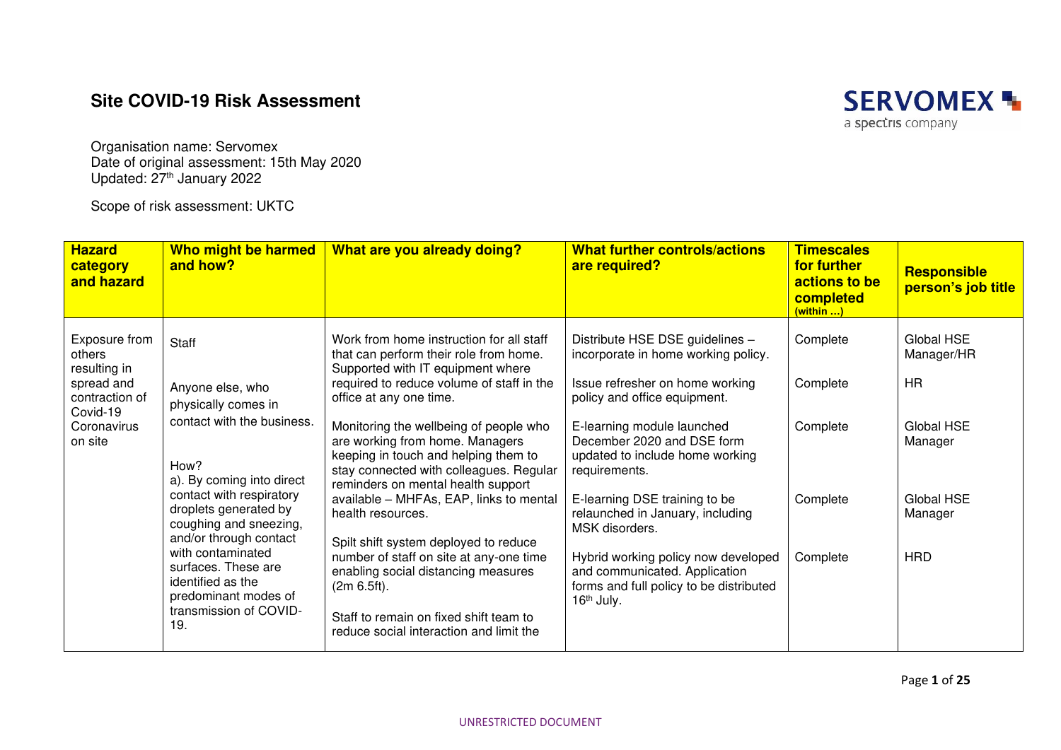# Site COVID-19 Risk Assessment

Organisation name: Servomex
Date of original assessment: 15th May 2020
Updated: 27th January 2022

Scope of risk assessment: UKTC

| Hazard category and hazard | Who might be harmed and how? | What are you already doing? | What further controls/actions are required? | Timescales for further actions to be completed (within …) | Responsible person's job title |
|---|---|---|---|---|---|
| Exposure from others resulting in spread and contraction of Covid-19 Coronavirus on site | Staff<br><br>Anyone else, who physically comes in contact with the business.<br><br>How?<br>a). By coming into direct contact with respiratory droplets generated by coughing and sneezing, and/or through contact with contaminated surfaces. These are identified as the predominant modes of transmission of COVID-19. | Work from home instruction for all staff that can perform their role from home. Supported with IT equipment where required to reduce volume of staff in the office at any one time.<br><br>Monitoring the wellbeing of people who are working from home. Managers keeping in touch and helping them to stay connected with colleagues. Regular reminders on mental health support available – MHFAs, EAP, links to mental health resources.<br><br>Spilt shift system deployed to reduce number of staff on site at any-one time enabling social distancing measures (2m 6.5ft).<br><br>Staff to remain on fixed shift team to reduce social interaction and limit the | Distribute HSE DSE guidelines – incorporate in home working policy.<br><br>Issue refresher on home working policy and office equipment.<br><br>E-learning module launched December 2020 and DSE form updated to include home working requirements.<br><br>E-learning DSE training to be relaunched in January, including MSK disorders.<br><br>Hybrid working policy now developed and communicated. Application forms and full policy to be distributed 16th July. | Complete<br><br>Complete<br><br>Complete<br><br>Complete<br><br>Complete | Global HSE Manager/HR<br><br>HR<br><br>Global HSE Manager<br><br>Global HSE Manager<br><br>HRD |

UNRESTRICTED DOCUMENT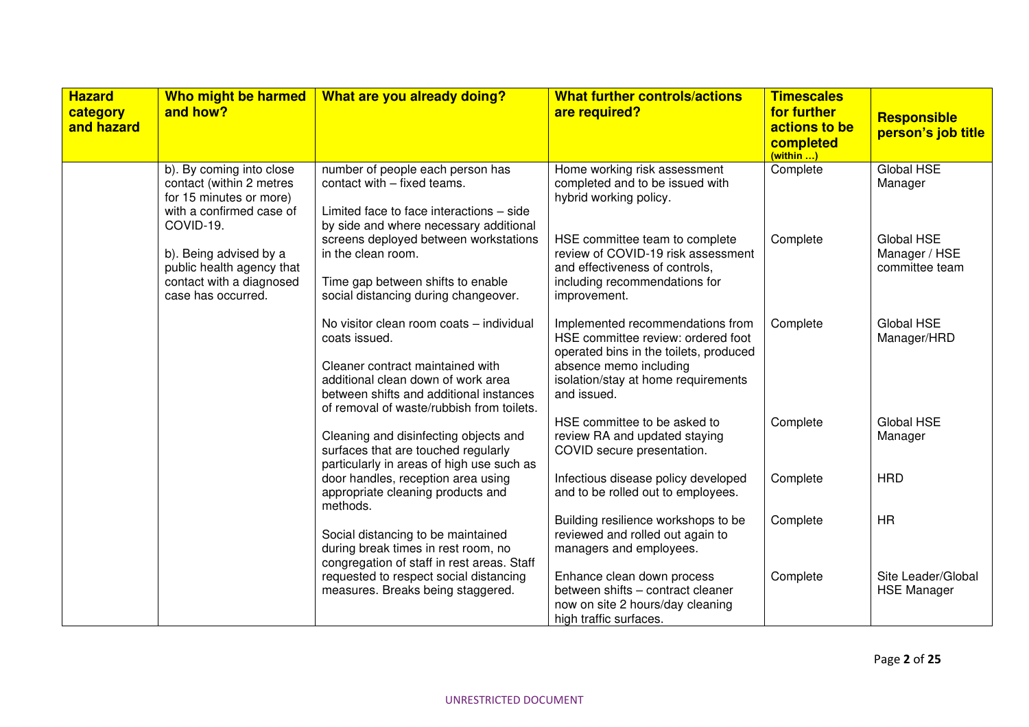| Hazard category and hazard | Who might be harmed and how? | What are you already doing? | What further controls/actions are required? | Timescales for further actions to be completed (within …) | Responsible person's job title |
|---|---|---|---|---|---|
| | b). By coming into close contact (within 2 metres for 15 minutes or more) with a confirmed case of COVID-19.<br><br>b). Being advised by a public health agency that contact with a diagnosed case has occurred. | number of people each person has contact with – fixed teams.<br><br>Limited face to face interactions – side by side and where necessary additional screens deployed between workstations in the clean room.<br><br>Time gap between shifts to enable social distancing during changeover.<br><br>No visitor clean room coats – individual coats issued.<br><br>Cleaner contract maintained with additional clean down of work area between shifts and additional instances of removal of waste/rubbish from toilets.<br><br>Cleaning and disinfecting objects and surfaces that are touched regularly particularly in areas of high use such as door handles, reception area using appropriate cleaning products and methods.<br><br>Social distancing to be maintained during break times in rest room, no congregation of staff in rest areas. Staff requested to respect social distancing measures. Breaks being staggered. | Home working risk assessment completed and to be issued with hybrid working policy. | Complete | Global HSE Manager |
| | | | HSE committee team to complete review of COVID-19 risk assessment and effectiveness of controls, including recommendations for improvement. | Complete | Global HSE Manager / HSE committee team |
| | | | Implemented recommendations from HSE committee review: ordered foot operated bins in the toilets, produced absence memo including isolation/stay at home requirements and issued. | Complete | Global HSE Manager/HRD |
| | | | HSE committee to be asked to review RA and updated staying COVID secure presentation. | Complete | Global HSE Manager |
| | | | Infectious disease policy developed and to be rolled out to employees. | Complete | HRD |
| | | | Building resilience workshops to be reviewed and rolled out again to managers and employees. | Complete | HR |
| | | | Enhance clean down process between shifts – contract cleaner now on site 2 hours/day cleaning high traffic surfaces. | Complete | Site Leader/Global HSE Manager |

UNRESTRICTED DOCUMENT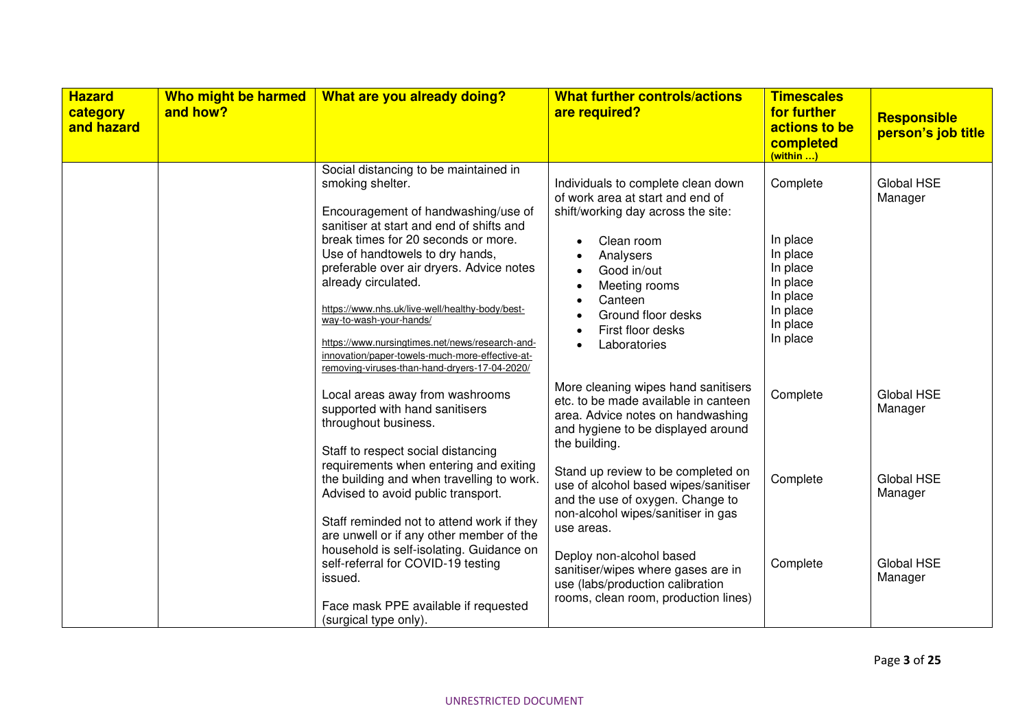| Hazard category and hazard | Who might be harmed and how? | What are you already doing? | What further controls/actions are required? | Timescales for further actions to be completed (within …) | Responsible person's job title |
|---|---|---|---|---|---|
| | | Social distancing to be maintained in smoking shelter.<br><br>Encouragement of handwashing/use of sanitiser at start and end of shifts and break times for 20 seconds or more. Use of handtowels to dry hands, preferable over air dryers. Advice notes already circulated.<br><br>https://www.nhs.uk/live-well/healthy-body/best-way-to-wash-your-hands/<br><br>https://www.nursingtimes.net/news/research-and-innovation/paper-towels-much-more-effective-at-removing-viruses-than-hand-dryers-17-04-2020/ | Individuals to complete clean down of work area at start and end of shift/working day across the site:<br><br>• Clean room<br>• Analysers<br>• Good in/out<br>• Meeting rooms<br>• Canteen<br>• Ground floor desks<br>• First floor desks<br>• Laboratories | Complete<br><br>In place<br>In place<br>In place<br>In place<br>In place<br>In place<br>In place<br>In place | Global HSE Manager |
| | | Local areas away from washrooms supported with hand sanitisers throughout business. | More cleaning wipes hand sanitisers etc. to be made available in canteen area. Advice notes on handwashing and hygiene to be displayed around the building. | Complete | Global HSE Manager |
| | | Staff to respect social distancing requirements when entering and exiting the building and when travelling to work. Advised to avoid public transport. | Stand up review to be completed on use of alcohol based wipes/sanitiser and the use of oxygen. Change to non-alcohol wipes/sanitiser in gas use areas. | Complete | Global HSE Manager |
| | | Staff reminded not to attend work if they are unwell or if any other member of the household is self-isolating. Guidance on self-referral for COVID-19 testing issued.<br><br>Face mask PPE available if requested (surgical type only). | Deploy non-alcohol based sanitiser/wipes where gases are in use (labs/production calibration rooms, clean room, production lines) | Complete | Global HSE Manager |

UNRESTRICTED DOCUMENT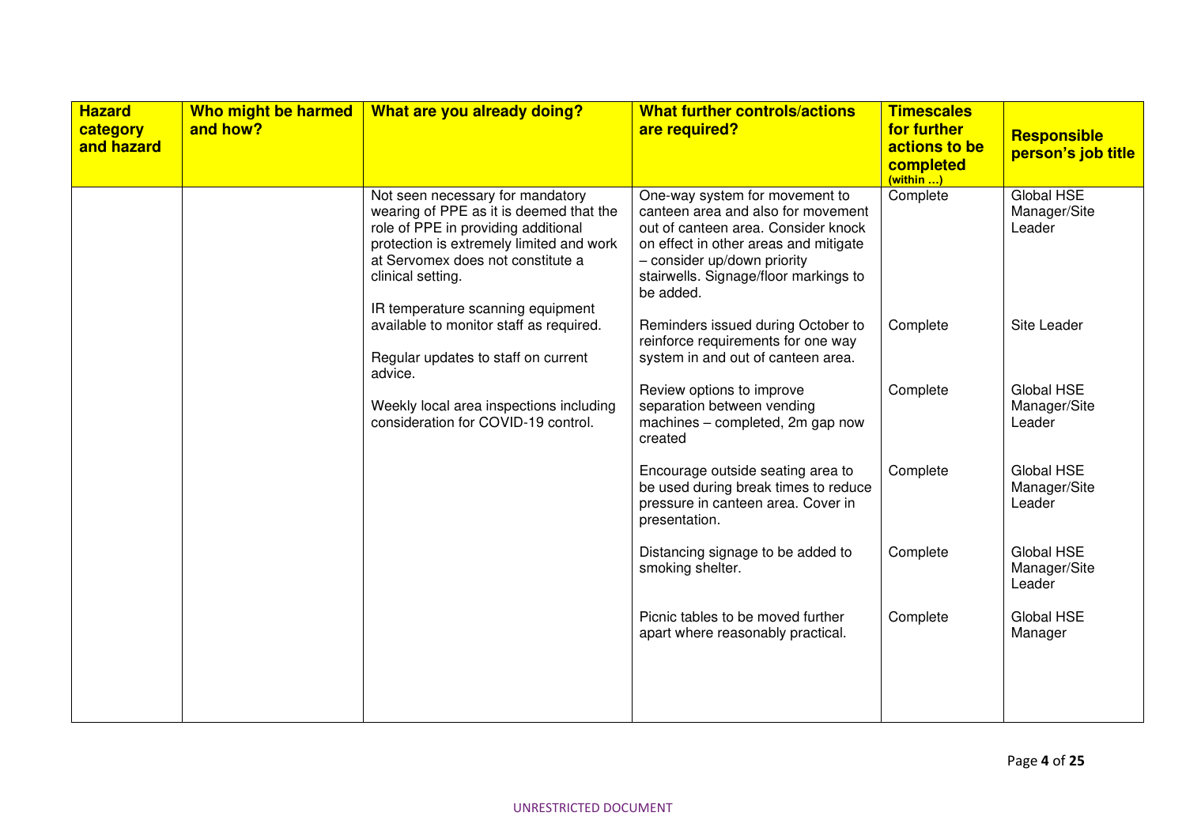| Hazard category and hazard | Who might be harmed and how? | What are you already doing? | What further controls/actions are required? | Timescales for further actions to be completed (within …) | Responsible person's job title |
|---|---|---|---|---|---|
| | | Not seen necessary for mandatory wearing of PPE as it is deemed that the role of PPE in providing additional protection is extremely limited and work at Servomex does not constitute a clinical setting.<br><br>IR temperature scanning equipment available to monitor staff as required.<br><br>Regular updates to staff on current advice.<br><br>Weekly local area inspections including consideration for COVID-19 control. | One-way system for movement to canteen area and also for movement out of canteen area. Consider knock on effect in other areas and mitigate – consider up/down priority stairwells. Signage/floor markings to be added. | Complete | Global HSE Manager/Site Leader |
| | | | Reminders issued during October to reinforce requirements for one way system in and out of canteen area. | Complete | Site Leader |
| | | | Review options to improve separation between vending machines – completed, 2m gap now created | Complete | Global HSE Manager/Site Leader |
| | | | Encourage outside seating area to be used during break times to reduce pressure in canteen area. Cover in presentation. | Complete | Global HSE Manager/Site Leader |
| | | | Distancing signage to be added to smoking shelter. | Complete | Global HSE Manager/Site Leader |
| | | | Picnic tables to be moved further apart where reasonably practical. | Complete | Global HSE Manager |

UNRESTRICTED DOCUMENT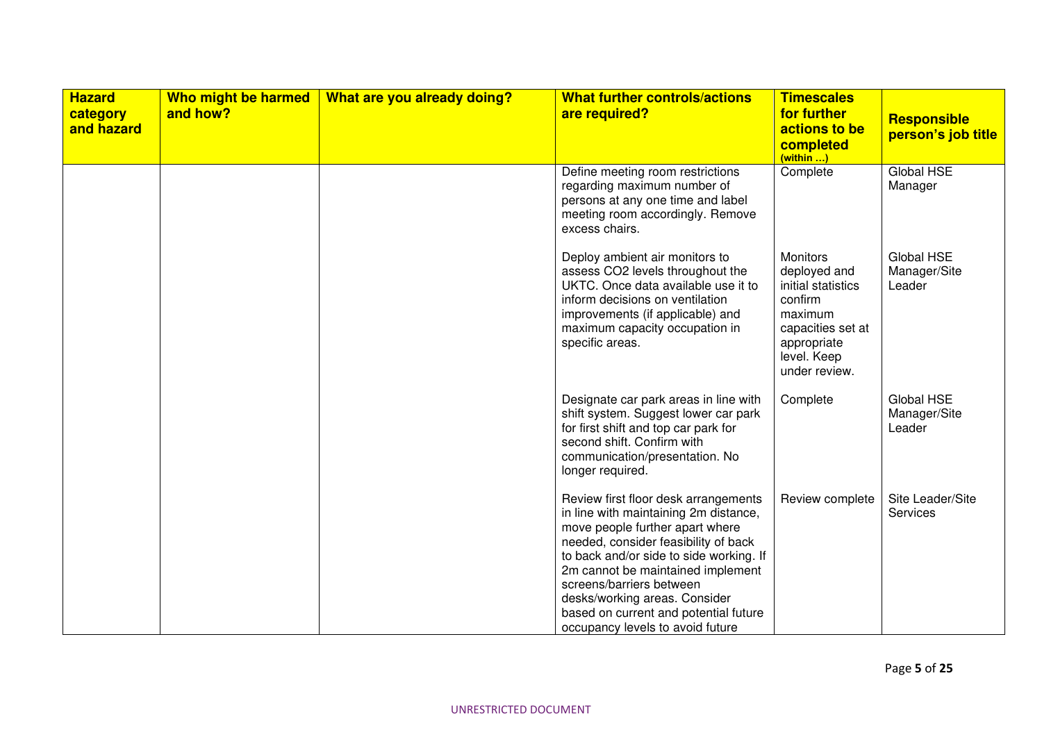| Hazard category and hazard | Who might be harmed and how? | What are you already doing? | What further controls/actions are required? | Timescales for further actions to be completed (within …) | Responsible person's job title |
|---|---|---|---|---|---|
| | | | Define meeting room restrictions regarding maximum number of persons at any one time and label meeting room accordingly. Remove excess chairs. | Complete | Global HSE Manager |
| | | | Deploy ambient air monitors to assess $CO_2$ levels throughout the UKTC. Once data available use it to inform decisions on ventilation improvements (if applicable) and maximum capacity occupation in specific areas. | Monitors deployed and initial statistics confirm maximum capacities set at appropriate level. Keep under review. | Global HSE Manager/Site Leader |
| | | | Designate car park areas in line with shift system. Suggest lower car park for first shift and top car park for second shift. Confirm with communication/presentation. No longer required. | Complete | Global HSE Manager/Site Leader |
| | | | Review first floor desk arrangements in line with maintaining 2m distance, move people further apart where needed, consider feasibility of back to back and/or side to side working. If 2m cannot be maintained implement screens/barriers between desks/working areas. Consider based on current and potential future occupancy levels to avoid future | Review complete | Site Leader/Site Services |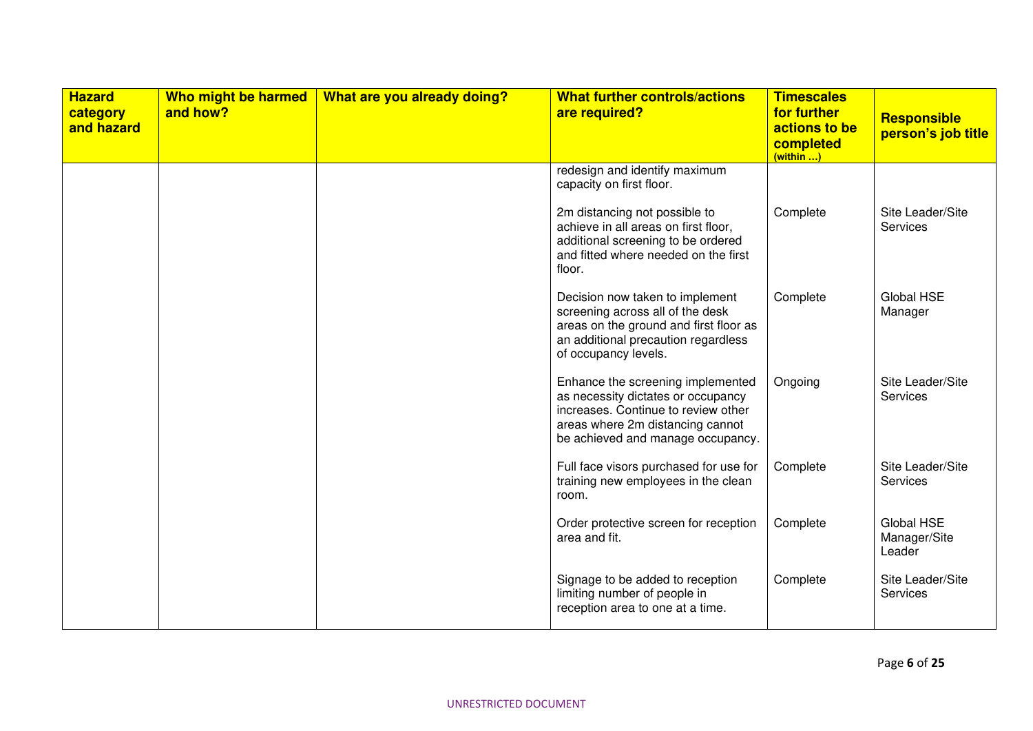| Hazard category and hazard | Who might be harmed and how? | What are you already doing? | What further controls/actions are required? | Timescales for further actions to be completed (within …) | Responsible person's job title |
|---|---|---|---|---|---|
| | | | redesign and identify maximum capacity on first floor. | | |
| | | | 2m distancing not possible to achieve in all areas on first floor, additional screening to be ordered and fitted where needed on the first floor. | Complete | Site Leader/Site Services |
| | | | Decision now taken to implement screening across all of the desk areas on the ground and first floor as an additional precaution regardless of occupancy levels. | Complete | Global HSE Manager |
| | | | Enhance the screening implemented as necessity dictates or occupancy increases. Continue to review other areas where 2m distancing cannot be achieved and manage occupancy. | Ongoing | Site Leader/Site Services |
| | | | Full face visors purchased for use for training new employees in the clean room. | Complete | Site Leader/Site Services |
| | | | Order protective screen for reception area and fit. | Complete | Global HSE Manager/Site Leader |
| | | | Signage to be added to reception limiting number of people in reception area to one at a time. | Complete | Site Leader/Site Services |

UNRESTRICTED DOCUMENT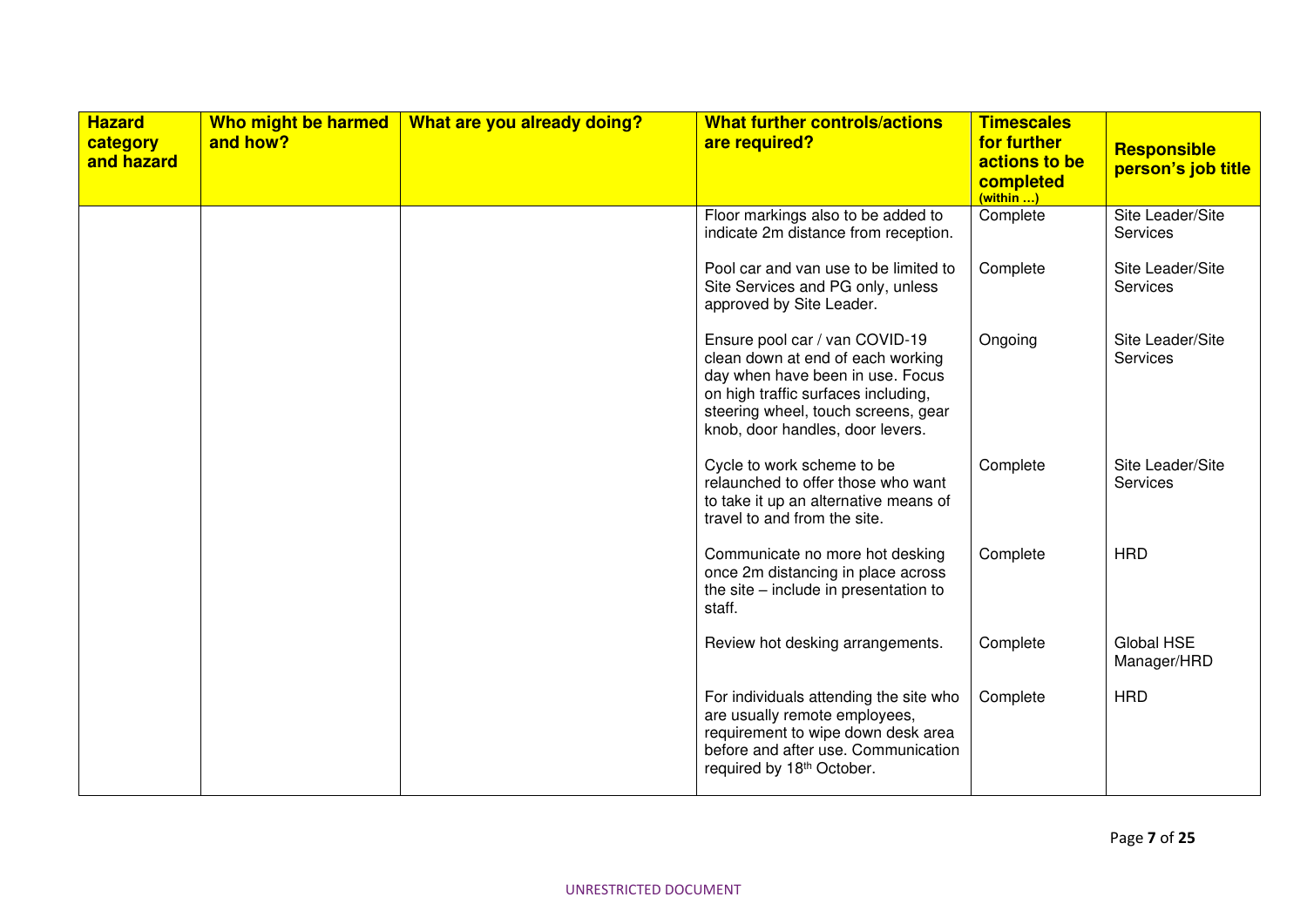| Hazard category and hazard | Who might be harmed and how? | What are you already doing? | What further controls/actions are required? | Timescales for further actions to be completed (within …) | Responsible person's job title |
|---|---|---|---|---|---|
| | | | Floor markings also to be added to indicate 2m distance from reception. | Complete | Site Leader/Site Services |
| | | | Pool car and van use to be limited to Site Services and PG only, unless approved by Site Leader. | Complete | Site Leader/Site Services |
| | | | Ensure pool car / van COVID-19 clean down at end of each working day when have been in use. Focus on high traffic surfaces including, steering wheel, touch screens, gear knob, door handles, door levers. | Ongoing | Site Leader/Site Services |
| | | | Cycle to work scheme to be relaunched to offer those who want to take it up an alternative means of travel to and from the site. | Complete | Site Leader/Site Services |
| | | | Communicate no more hot desking once 2m distancing in place across the site – include in presentation to staff. | Complete | HRD |
| | | | Review hot desking arrangements. | Complete | Global HSE Manager/HRD |
| | | | For individuals attending the site who are usually remote employees, requirement to wipe down desk area before and after use. Communication required by 18th October. | Complete | HRD |

UNRESTRICTED DOCUMENT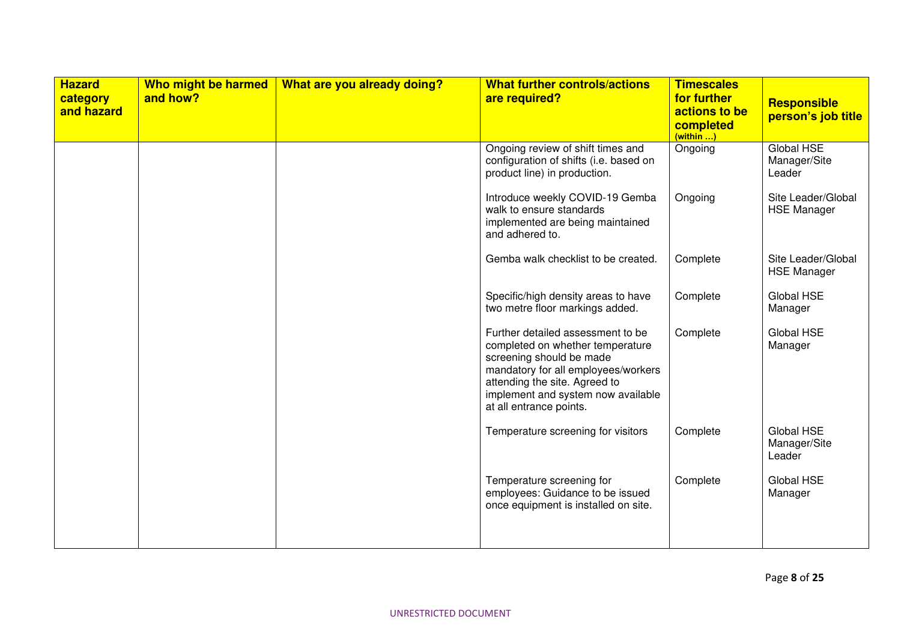| Hazard category and hazard | Who might be harmed and how? | What are you already doing? | What further controls/actions are required? | Timescales for further actions to be completed (within …) | Responsible person's job title |
|---|---|---|---|---|---|
| | | | Ongoing review of shift times and configuration of shifts (i.e. based on product line) in production. | Ongoing | Global HSE Manager/Site Leader |
| | | | Introduce weekly COVID-19 Gemba walk to ensure standards implemented are being maintained and adhered to. | Ongoing | Site Leader/Global HSE Manager |
| | | | Gemba walk checklist to be created. | Complete | Site Leader/Global HSE Manager |
| | | | Specific/high density areas to have two metre floor markings added. | Complete | Global HSE Manager |
| | | | Further detailed assessment to be completed on whether temperature screening should be made mandatory for all employees/workers attending the site. Agreed to implement and system now available at all entrance points. | Complete | Global HSE Manager |
| | | | Temperature screening for visitors | Complete | Global HSE Manager/Site Leader |
| | | | Temperature screening for employees: Guidance to be issued once equipment is installed on site. | Complete | Global HSE Manager |

UNRESTRICTED DOCUMENT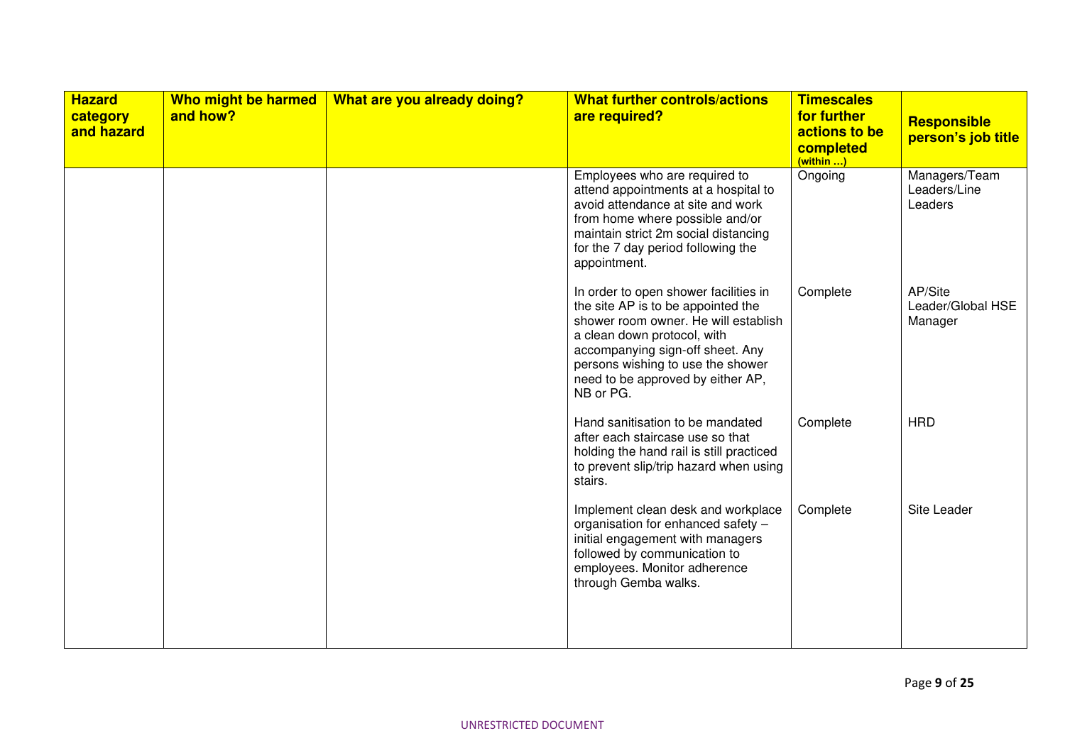| Hazard category and hazard | Who might be harmed and how? | What are you already doing? | What further controls/actions are required? | Timescales for further actions to be completed (within …) | Responsible person's job title |
|---|---|---|---|---|---|
| | | | Employees who are required to attend appointments at a hospital to avoid attendance at site and work from home where possible and/or maintain strict 2m social distancing for the 7 day period following the appointment. | Ongoing | Managers/Team Leaders/Line Leaders |
| | | | In order to open shower facilities in the site AP is to be appointed the shower room owner. He will establish a clean down protocol, with accompanying sign-off sheet. Any persons wishing to use the shower need to be approved by either AP, NB or PG. | Complete | AP/Site Leader/Global HSE Manager |
| | | | Hand sanitisation to be mandated after each staircase use so that holding the hand rail is still practiced to prevent slip/trip hazard when using stairs. | Complete | HRD |
| | | | Implement clean desk and workplace organisation for enhanced safety – initial engagement with managers followed by communication to employees. Monitor adherence through Gemba walks. | Complete | Site Leader |

UNRESTRICTED DOCUMENT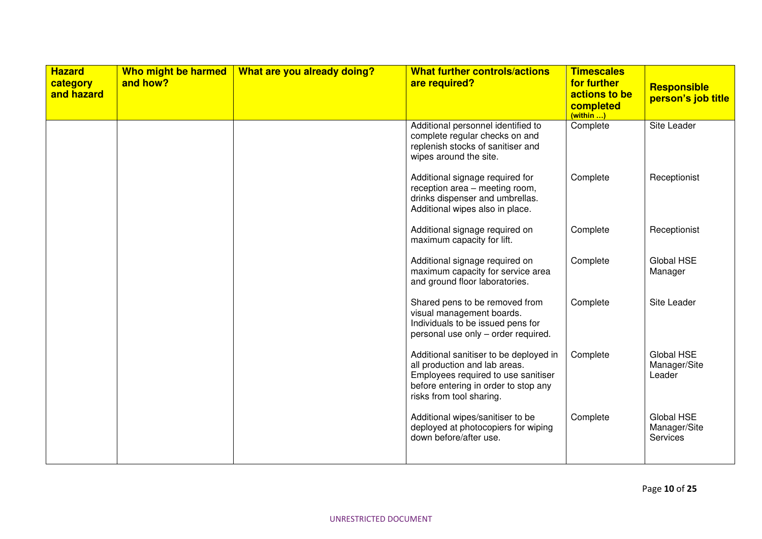| Hazard category and hazard | Who might be harmed and how? | What are you already doing? | What further controls/actions are required? | Timescales for further actions to be completed (within …) | Responsible person's job title |
|---|---|---|---|---|---|
| | | | Additional personnel identified to complete regular checks on and replenish stocks of sanitiser and wipes around the site. | Complete | Site Leader |
| | | | Additional signage required for reception area – meeting room, drinks dispenser and umbrellas. Additional wipes also in place. | Complete | Receptionist |
| | | | Additional signage required on maximum capacity for lift. | Complete | Receptionist |
| | | | Additional signage required on maximum capacity for service area and ground floor laboratories. | Complete | Global HSE Manager |
| | | | Shared pens to be removed from visual management boards. Individuals to be issued pens for personal use only – order required. | Complete | Site Leader |
| | | | Additional sanitiser to be deployed in all production and lab areas. Employees required to use sanitiser before entering in order to stop any risks from tool sharing. | Complete | Global HSE Manager/Site Leader |
| | | | Additional wipes/sanitiser to be deployed at photocopiers for wiping down before/after use. | Complete | Global HSE Manager/Site Services |

UNRESTRICTED DOCUMENT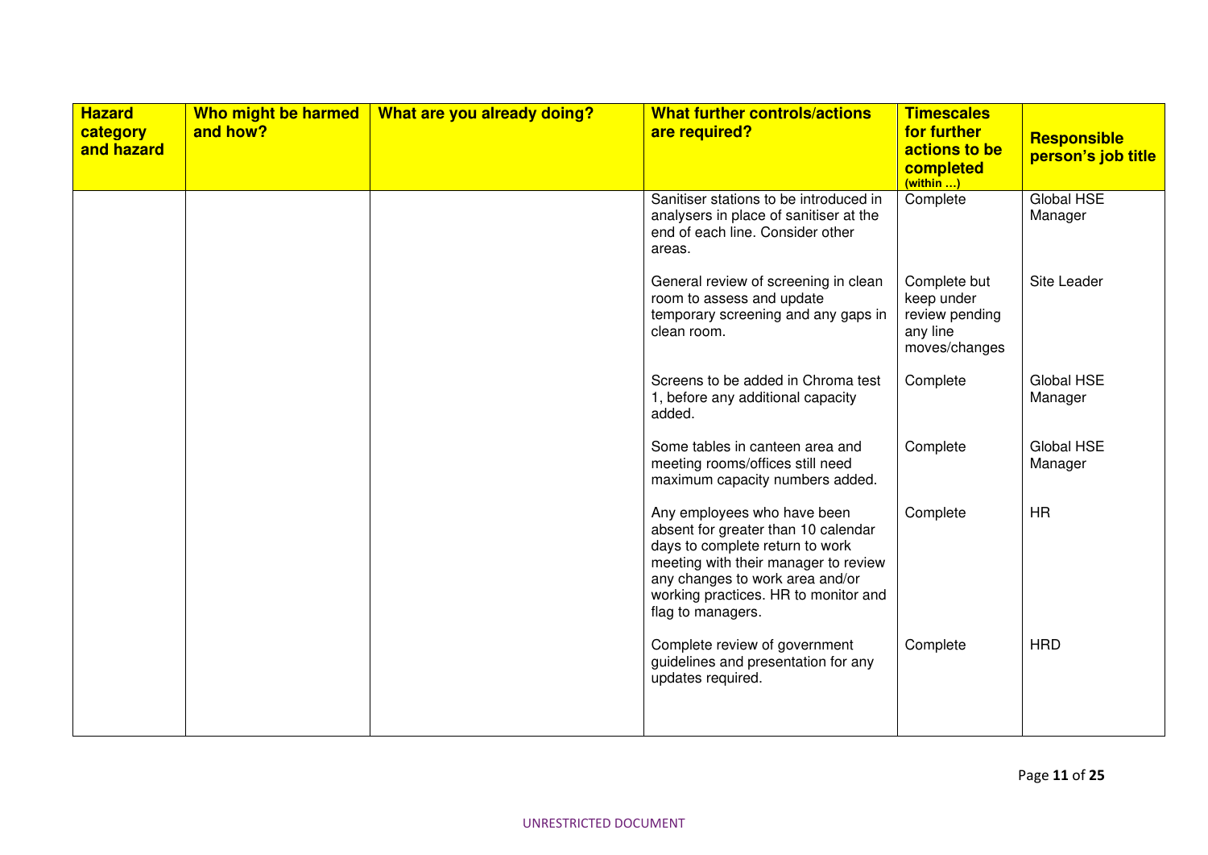| Hazard category and hazard | Who might be harmed and how? | What are you already doing? | What further controls/actions are required? | Timescales for further actions to be completed (within …) | Responsible person's job title |
|---|---|---|---|---|---|
| | | | Sanitiser stations to be introduced in analysers in place of sanitiser at the end of each line. Consider other areas. | Complete | Global HSE Manager |
| | | | General review of screening in clean room to assess and update temporary screening and any gaps in clean room. | Complete but keep under review pending any line moves/changes | Site Leader |
| | | | Screens to be added in Chroma test 1, before any additional capacity added. | Complete | Global HSE Manager |
| | | | Some tables in canteen area and meeting rooms/offices still need maximum capacity numbers added. | Complete | Global HSE Manager |
| | | | Any employees who have been absent for greater than 10 calendar days to complete return to work meeting with their manager to review any changes to work area and/or working practices. HR to monitor and flag to managers. | Complete | HR |
| | | | Complete review of government guidelines and presentation for any updates required. | Complete | HRD |

UNRESTRICTED DOCUMENT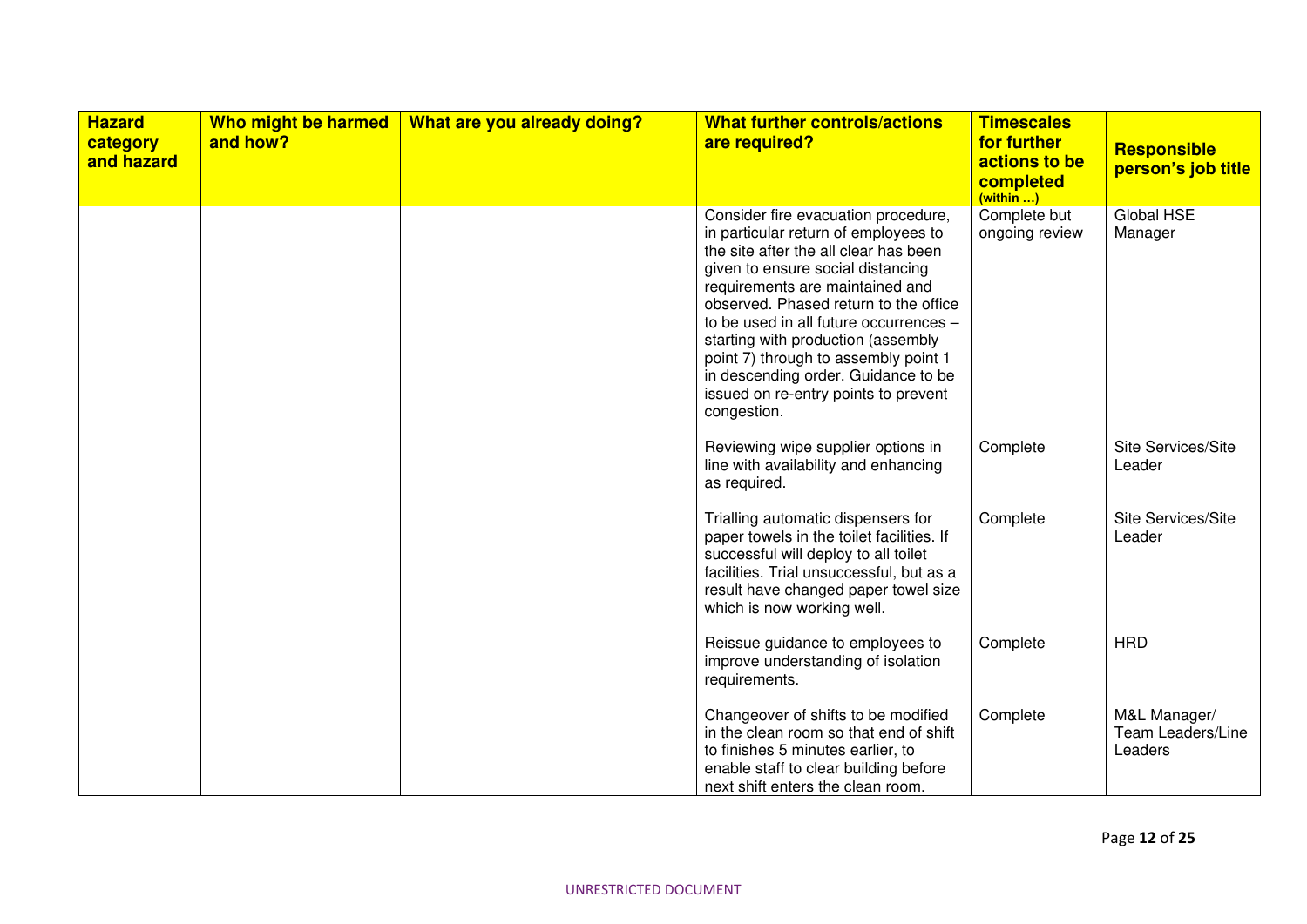| Hazard category and hazard | Who might be harmed and how? | What are you already doing? | What further controls/actions are required? | Timescales for further actions to be completed (within …) | Responsible person's job title |
|---|---|---|---|---|---|
| | | | Consider fire evacuation procedure, in particular return of employees to the site after the all clear has been given to ensure social distancing requirements are maintained and observed. Phased return to the office to be used in all future occurrences – starting with production (assembly point 7) through to assembly point 1 in descending order. Guidance to be issued on re-entry points to prevent congestion. | Complete but ongoing review | Global HSE Manager |
| | | | Reviewing wipe supplier options in line with availability and enhancing as required. | Complete | Site Services/Site Leader |
| | | | Trialling automatic dispensers for paper towels in the toilet facilities. If successful will deploy to all toilet facilities. Trial unsuccessful, but as a result have changed paper towel size which is now working well. | Complete | Site Services/Site Leader |
| | | | Reissue guidance to employees to improve understanding of isolation requirements. | Complete | HRD |
| | | | Changeover of shifts to be modified in the clean room so that end of shift to finishes 5 minutes earlier, to enable staff to clear building before next shift enters the clean room. | Complete | M&L Manager/ Team Leaders/Line Leaders |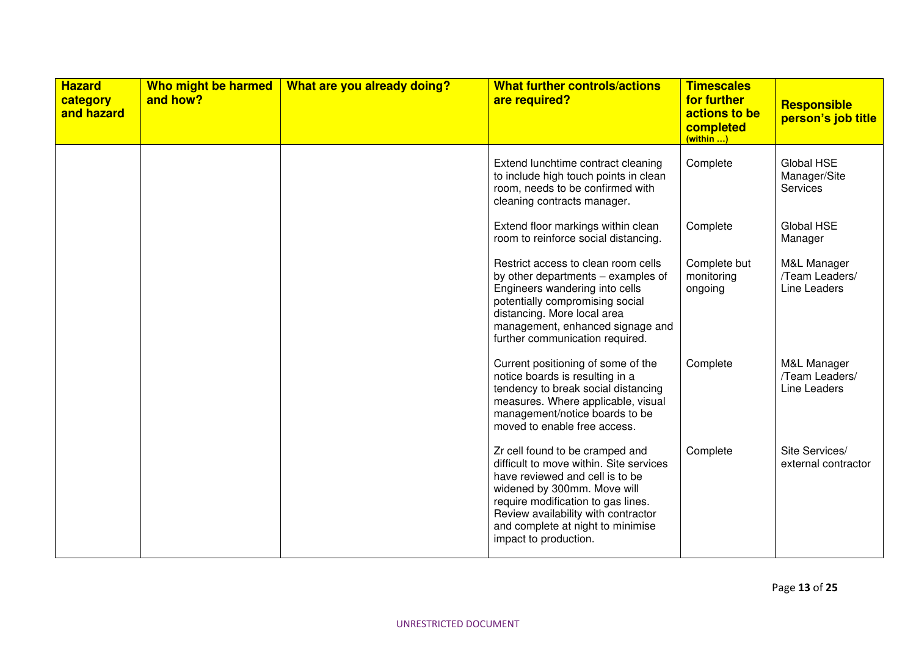| Hazard category and hazard | Who might be harmed and how? | What are you already doing? | What further controls/actions are required? | Timescales for further actions to be completed (within …) | Responsible person's job title |
|---|---|---|---|---|---|
| | | | Extend lunchtime contract cleaning to include high touch points in clean room, needs to be confirmed with cleaning contracts manager. | Complete | Global HSE Manager/Site Services |
| | | | Extend floor markings within clean room to reinforce social distancing. | Complete | Global HSE Manager |
| | | | Restrict access to clean room cells by other departments – examples of Engineers wandering into cells potentially compromising social distancing. More local area management, enhanced signage and further communication required. | Complete but monitoring ongoing | M&L Manager /Team Leaders/ Line Leaders |
| | | | Current positioning of some of the notice boards is resulting in a tendency to break social distancing measures. Where applicable, visual management/notice boards to be moved to enable free access. | Complete | M&L Manager /Team Leaders/ Line Leaders |
| | | | Zr cell found to be cramped and difficult to move within. Site services have reviewed and cell is to be widened by 300mm. Move will require modification to gas lines. Review availability with contractor and complete at night to minimise impact to production. | Complete | Site Services/ external contractor |

UNRESTRICTED DOCUMENT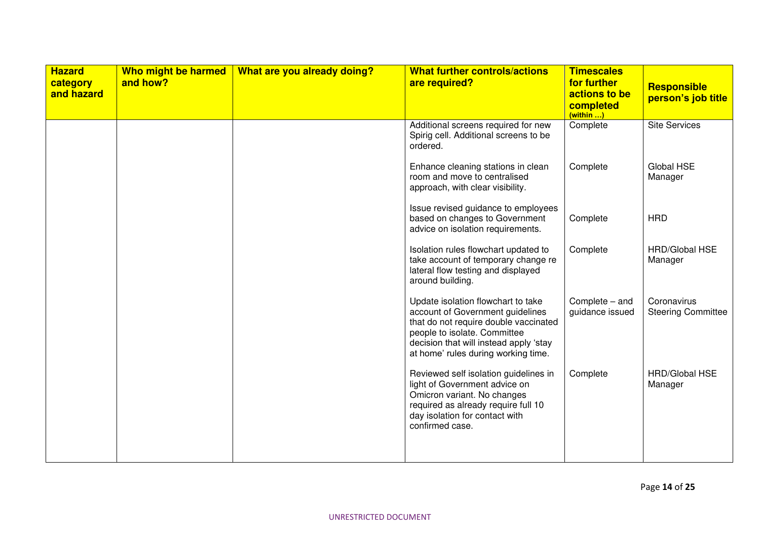| Hazard category and hazard | Who might be harmed and how? | What are you already doing? | What further controls/actions are required? | Timescales for further actions to be completed (within …) | Responsible person's job title |
|---|---|---|---|---|---|
| | | | Additional screens required for new Spirig cell. Additional screens to be ordered. | Complete | Site Services |
| | | | Enhance cleaning stations in clean room and move to centralised approach, with clear visibility. | Complete | Global HSE Manager |
| | | | Issue revised guidance to employees based on changes to Government advice on isolation requirements. | Complete | HRD |
| | | | Isolation rules flowchart updated to take account of temporary change re lateral flow testing and displayed around building. | Complete | HRD/Global HSE Manager |
| | | | Update isolation flowchart to take account of Government guidelines that do not require double vaccinated people to isolate. Committee decision that will instead apply 'stay at home' rules during working time. | Complete – and guidance issued | Coronavirus Steering Committee |
| | | | Reviewed self isolation guidelines in light of Government advice on Omicron variant. No changes required as already require full 10 day isolation for contact with confirmed case. | Complete | HRD/Global HSE Manager |

UNRESTRICTED DOCUMENT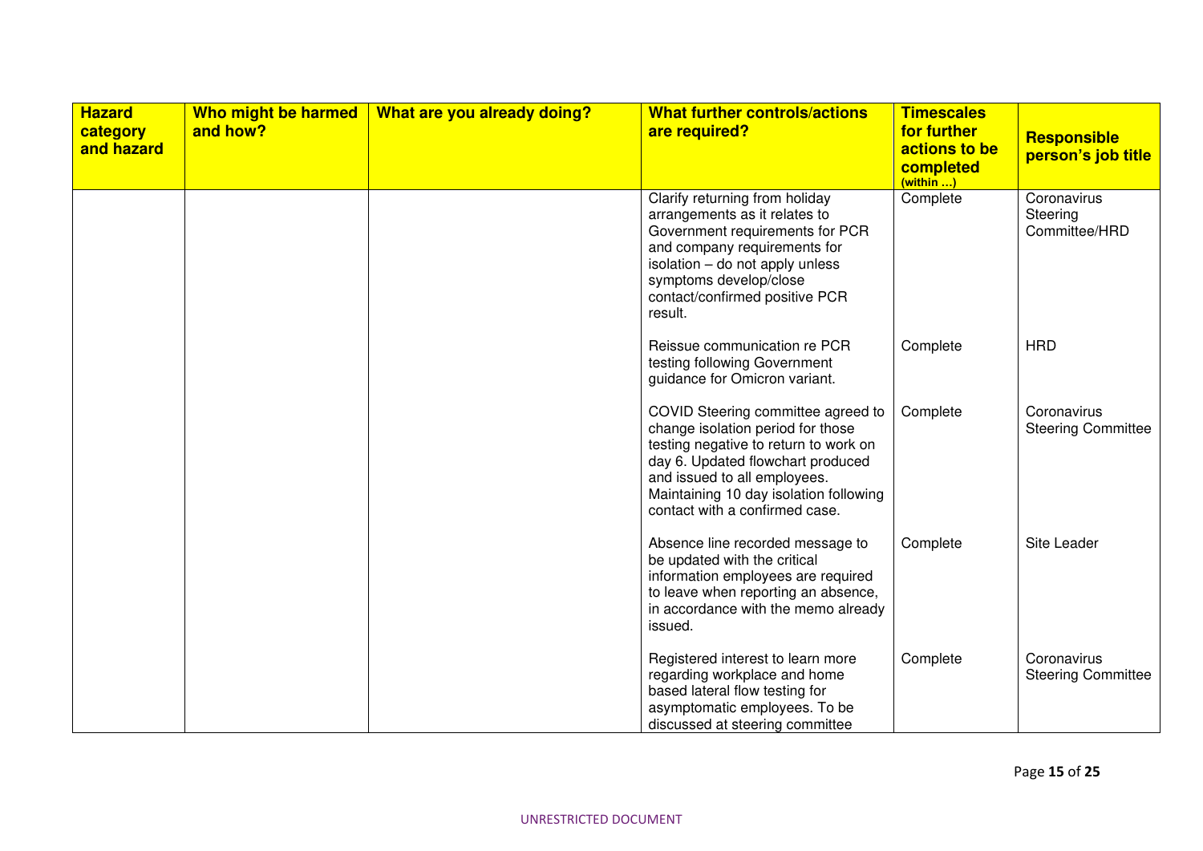| Hazard category and hazard | Who might be harmed and how? | What are you already doing? | What further controls/actions are required? | Timescales for further actions to be completed (within …) | Responsible person's job title |
|---|---|---|---|---|---|
| | | | Clarify returning from holiday arrangements as it relates to Government requirements for PCR and company requirements for isolation – do not apply unless symptoms develop/close contact/confirmed positive PCR result. | Complete | Coronavirus Steering Committee/HRD |
| | | | Reissue communication re PCR testing following Government guidance for Omicron variant. | Complete | HRD |
| | | | COVID Steering committee agreed to change isolation period for those testing negative to return to work on day 6. Updated flowchart produced and issued to all employees. Maintaining 10 day isolation following contact with a confirmed case. | Complete | Coronavirus Steering Committee |
| | | | Absence line recorded message to be updated with the critical information employees are required to leave when reporting an absence, in accordance with the memo already issued. | Complete | Site Leader |
| | | | Registered interest to learn more regarding workplace and home based lateral flow testing for asymptomatic employees. To be discussed at steering committee | Complete | Coronavirus Steering Committee |

UNRESTRICTED DOCUMENT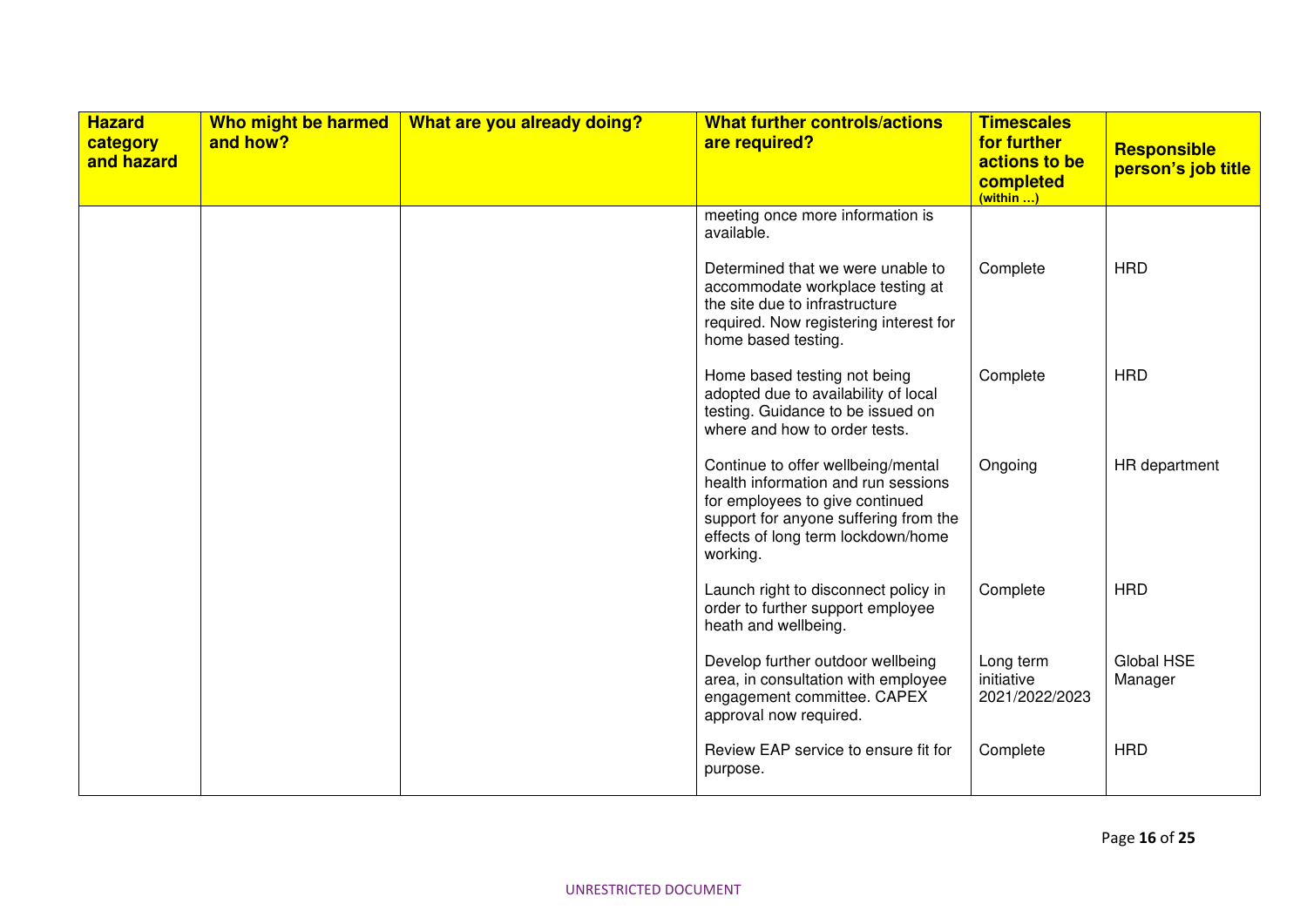| Hazard category and hazard | Who might be harmed and how? | What are you already doing? | What further controls/actions are required? | Timescales for further actions to be completed (within …) | Responsible person's job title |
|---|---|---|---|---|---|
| | | | meeting once more information is available. | | |
| | | | Determined that we were unable to accommodate workplace testing at the site due to infrastructure required. Now registering interest for home based testing. | Complete | HRD |
| | | | Home based testing not being adopted due to availability of local testing. Guidance to be issued on where and how to order tests. | Complete | HRD |
| | | | Continue to offer wellbeing/mental health information and run sessions for employees to give continued support for anyone suffering from the effects of long term lockdown/home working. | Ongoing | HR department |
| | | | Launch right to disconnect policy in order to further support employee heath and wellbeing. | Complete | HRD |
| | | | Develop further outdoor wellbeing area, in consultation with employee engagement committee. CAPEX approval now required. | Long term initiative 2021/2022/2023 | Global HSE Manager |
| | | | Review EAP service to ensure fit for purpose. | Complete | HRD |

UNRESTRICTED DOCUMENT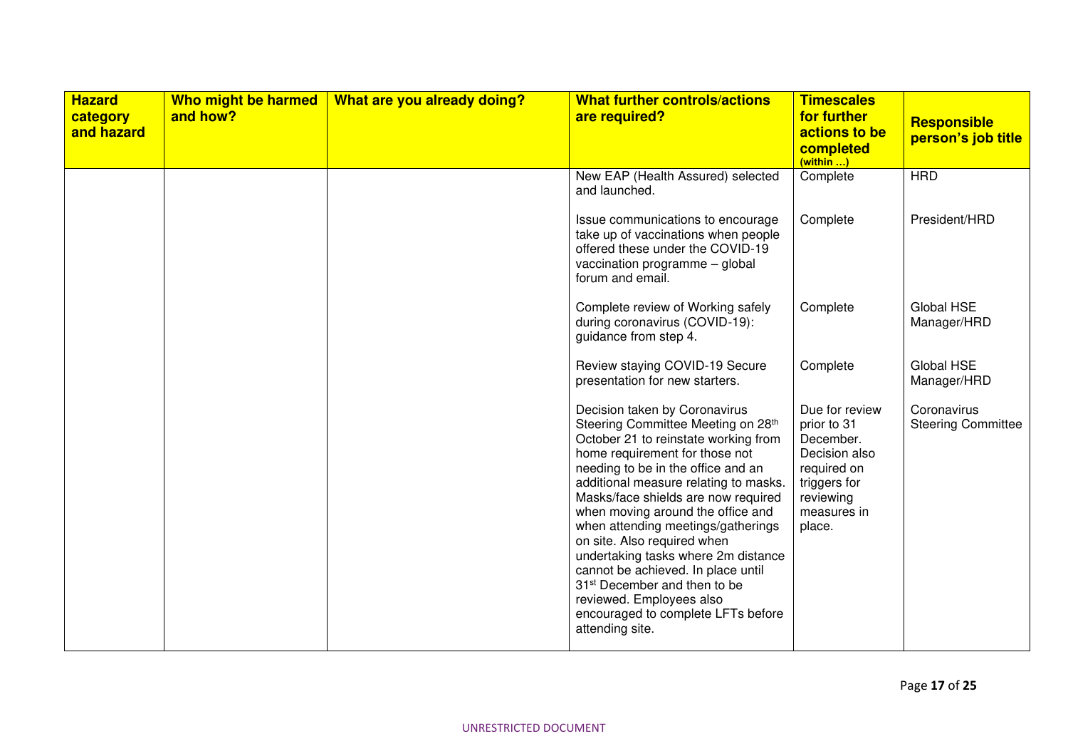| Hazard category and hazard | Who might be harmed and how? | What are you already doing? | What further controls/actions are required? | Timescales for further actions to be completed (within …) | Responsible person's job title |
|---|---|---|---|---|---|
| | | | New EAP (Health Assured) selected and launched. | Complete | HRD |
| | | | Issue communications to encourage take up of vaccinations when people offered these under the COVID-19 vaccination programme – global forum and email. | Complete | President/HRD |
| | | | Complete review of Working safely during coronavirus (COVID-19): guidance from step 4. | Complete | Global HSE Manager/HRD |
| | | | Review staying COVID-19 Secure presentation for new starters. | Complete | Global HSE Manager/HRD |
| | | | Decision taken by Coronavirus Steering Committee Meeting on 28th October 21 to reinstate working from home requirement for those not needing to be in the office and an additional measure relating to masks. Masks/face shields are now required when moving around the office and when attending meetings/gatherings on site. Also required when undertaking tasks where 2m distance cannot be achieved. In place until 31st December and then to be reviewed. Employees also encouraged to complete LFTs before attending site. | Due for review prior to 31 December. Decision also required on triggers for reviewing measures in place. | Coronavirus Steering Committee |

UNRESTRICTED DOCUMENT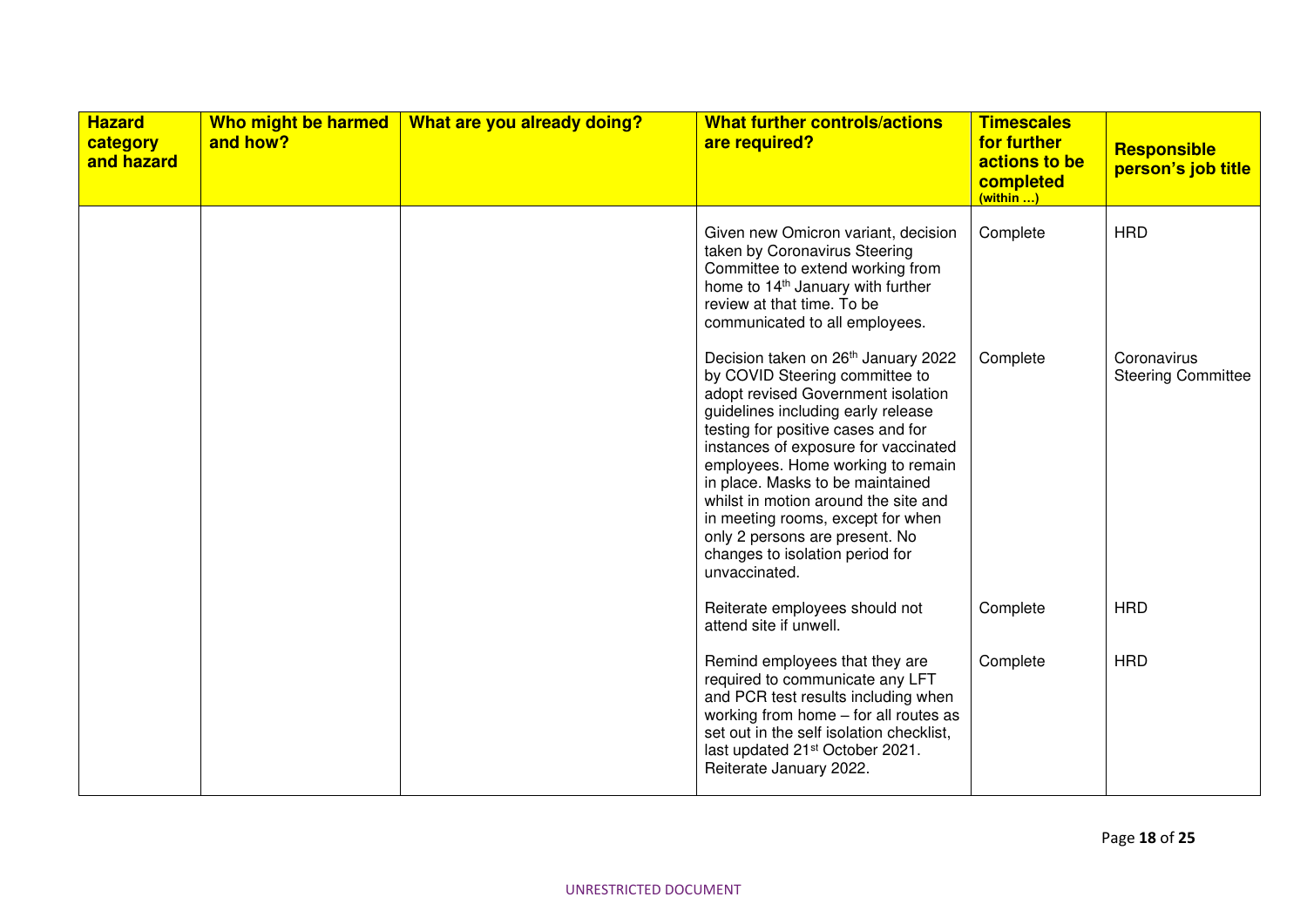| Hazard category and hazard | Who might be harmed and how? | What are you already doing? | What further controls/actions are required? | Timescales for further actions to be completed (within …) | Responsible person's job title |
|---|---|---|---|---|---|
| | | | Given new Omicron variant, decision taken by Coronavirus Steering Committee to extend working from home to 14th January with further review at that time. To be communicated to all employees. | Complete | HRD |
| | | | Decision taken on 26th January 2022 by COVID Steering committee to adopt revised Government isolation guidelines including early release testing for positive cases and for instances of exposure for vaccinated employees. Home working to remain in place. Masks to be maintained whilst in motion around the site and in meeting rooms, except for when only 2 persons are present. No changes to isolation period for unvaccinated. | Complete | Coronavirus Steering Committee |
| | | | Reiterate employees should not attend site if unwell. | Complete | HRD |
| | | | Remind employees that they are required to communicate any LFT and PCR test results including when working from home – for all routes as set out in the self isolation checklist, last updated 21st October 2021. Reiterate January 2022. | Complete | HRD |

UNRESTRICTED DOCUMENT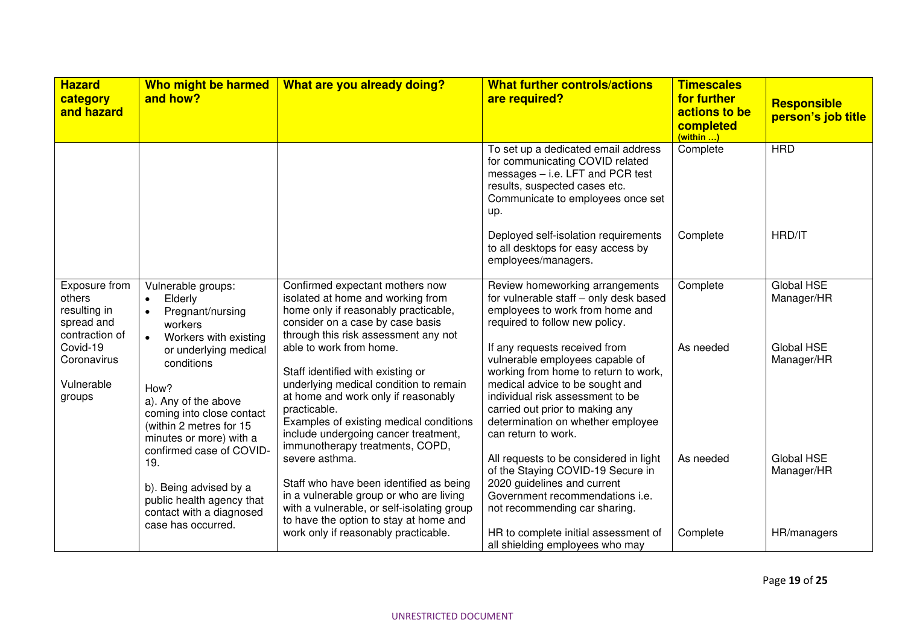| Hazard category and hazard | Who might be harmed and how? | What are you already doing? | What further controls/actions are required? | Timescales for further actions to be completed (within …) | Responsible person's job title |
|---|---|---|---|---|---|
| | | | To set up a dedicated email address for communicating COVID related messages – i.e. LFT and PCR test results, suspected cases etc. Communicate to employees once set up. | Complete | HRD |
| | | | Deployed self-isolation requirements to all desktops for easy access by employees/managers. | Complete | HRD/IT |
| Exposure from others resulting in spread and contraction of Covid-19 Coronavirus<br><br>Vulnerable groups | Vulnerable groups:<br>• Elderly<br>• Pregnant/nursing workers<br>• Workers with existing or underlying medical conditions<br><br>How?<br>a). Any of the above coming into close contact (within 2 metres for 15 minutes or more) with a confirmed case of COVID-19.<br><br>b). Being advised by a public health agency that contact with a diagnosed case has occurred. | Confirmed expectant mothers now isolated at home and working from home only if reasonably practicable, consider on a case by case basis through this risk assessment any not able to work from home.<br><br>Staff identified with existing or underlying medical condition to remain at home and work only if reasonably practicable.<br>Examples of existing medical conditions include undergoing cancer treatment, immunotherapy treatments, COPD, severe asthma.<br><br>Staff who have been identified as being in a vulnerable group or who are living with a vulnerable, or self-isolating group to have the option to stay at home and work only if reasonably practicable. | Review homeworking arrangements for vulnerable staff – only desk based employees to work from home and required to follow new policy. | Complete | Global HSE Manager/HR |
| | | | If any requests received from vulnerable employees capable of working from home to return to work, medical advice to be sought and individual risk assessment to be carried out prior to making any determination on whether employee can return to work. | As needed | Global HSE Manager/HR |
| | | | All requests to be considered in light of the Staying COVID-19 Secure in 2020 guidelines and current Government recommendations i.e. not recommending car sharing. | As needed | Global HSE Manager/HR |
| | | | HR to complete initial assessment of all shielding employees who may | Complete | HR/managers |

UNRESTRICTED DOCUMENT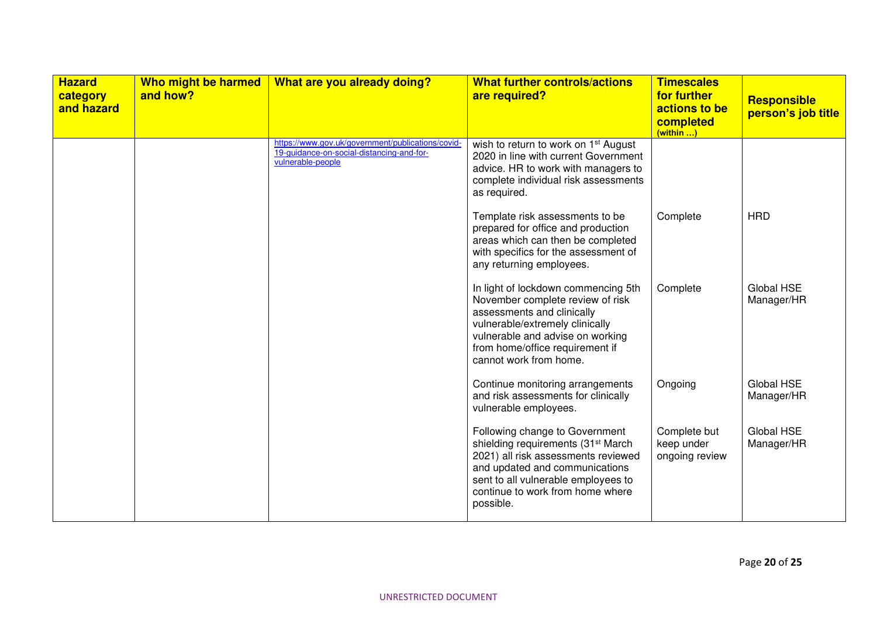| Hazard category and hazard | Who might be harmed and how? | What are you already doing? | What further controls/actions are required? | Timescales for further actions to be completed (within …) | Responsible person's job title |
|---|---|---|---|---|---|
| | | https://www.gov.uk/government/publications/covid-19-guidance-on-social-distancing-and-for-vulnerable-people | wish to return to work on 1st August 2020 in line with current Government advice. HR to work with managers to complete individual risk assessments as required. | | |
| | | | Template risk assessments to be prepared for office and production areas which can then be completed with specifics for the assessment of any returning employees. | Complete | HRD |
| | | | In light of lockdown commencing 5th November complete review of risk assessments and clinically vulnerable/extremely clinically vulnerable and advise on working from home/office requirement if cannot work from home. | Complete | Global HSE Manager/HR |
| | | | Continue monitoring arrangements and risk assessments for clinically vulnerable employees. | Ongoing | Global HSE Manager/HR |
| | | | Following change to Government shielding requirements (31st March 2021) all risk assessments reviewed and updated and communications sent to all vulnerable employees to continue to work from home where possible. | Complete but keep under ongoing review | Global HSE Manager/HR |

UNRESTRICTED DOCUMENT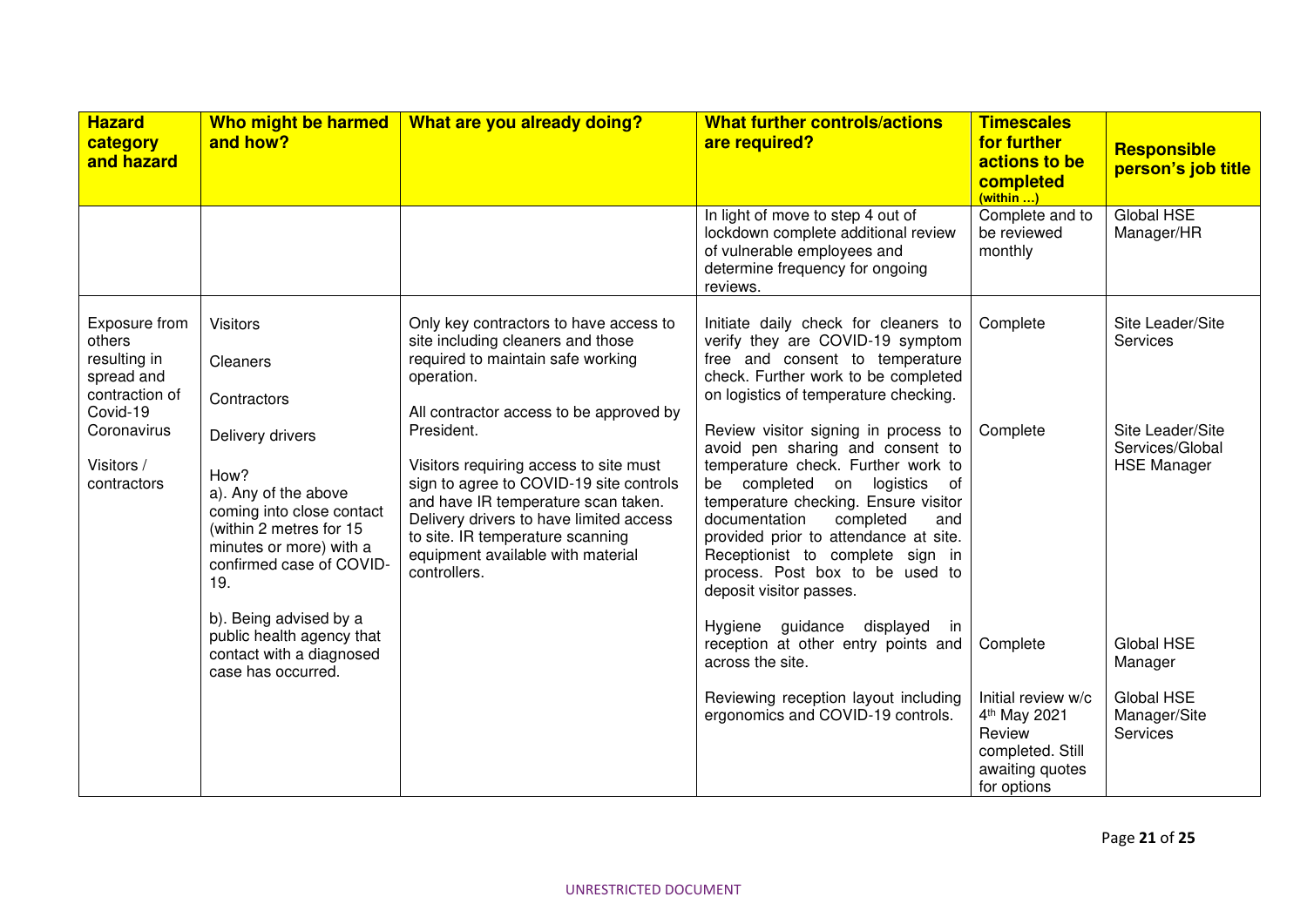| Hazard category and hazard | Who might be harmed and how? | What are you already doing? | What further controls/actions are required? | Timescales for further actions to be completed (within …) | Responsible person's job title |
|---|---|---|---|---|---|
| | | | In light of move to step 4 out of lockdown complete additional review of vulnerable employees and determine frequency for ongoing reviews. | Complete and to be reviewed monthly | Global HSE Manager/HR |
| Exposure from others resulting in spread and contraction of Covid-19 Coronavirus<br><br>Visitors / contractors | Visitors<br><br>Cleaners<br><br>Contractors<br><br>Delivery drivers<br><br>How?<br>a). Any of the above coming into close contact (within 2 metres for 15 minutes or more) with a confirmed case of COVID-19.<br><br>b). Being advised by a public health agency that contact with a diagnosed case has occurred. | Only key contractors to have access to site including cleaners and those required to maintain safe working operation.<br><br>All contractor access to be approved by President.<br><br>Visitors requiring access to site must sign to agree to COVID-19 site controls and have IR temperature scan taken. Delivery drivers to have limited access to site. IR temperature scanning equipment available with material controllers. | Initiate daily check for cleaners to verify they are COVID-19 symptom free and consent to temperature check. Further work to be completed on logistics of temperature checking. | Complete | Site Leader/Site Services |
| | | | Review visitor signing in process to avoid pen sharing and consent to temperature check. Further work to be completed on logistics of temperature checking. Ensure visitor documentation completed and provided prior to attendance at site. Receptionist to complete sign in process. Post box to be used to deposit visitor passes. | Complete | Site Leader/Site Services/Global HSE Manager |
| | | | Hygiene guidance displayed in reception at other entry points and across the site. | Complete | Global HSE Manager |
| | | | Reviewing reception layout including ergonomics and COVID-19 controls. | Initial review w/c 4th May 2021 Review completed. Still awaiting quotes for options | Global HSE Manager/Site Services |

UNRESTRICTED DOCUMENT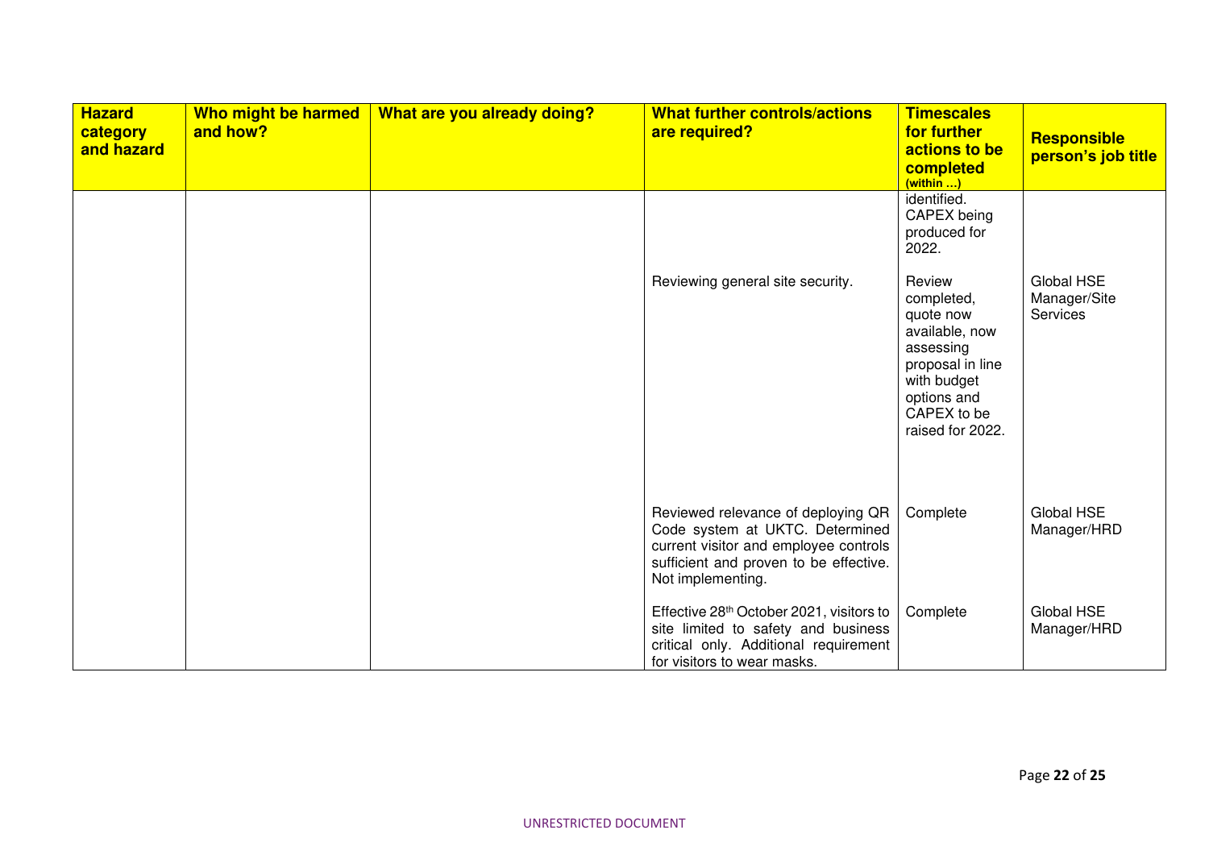| Hazard category and hazard | Who might be harmed and how? | What are you already doing? | What further controls/actions are required? | Timescales for further actions to be completed (within …) | Responsible person's job title |
|---|---|---|---|---|---|
| | | | | identified. CAPEX being produced for 2022. | |
| | | | Reviewing general site security. | Review completed, quote now available, now assessing proposal in line with budget options and CAPEX to be raised for 2022. | Global HSE Manager/Site Services |
| | | | Reviewed relevance of deploying QR Code system at UKTC. Determined current visitor and employee controls sufficient and proven to be effective. Not implementing. | Complete | Global HSE Manager/HRD |
| | | | Effective 28th October 2021, visitors to site limited to safety and business critical only. Additional requirement for visitors to wear masks. | Complete | Global HSE Manager/HRD |

UNRESTRICTED DOCUMENT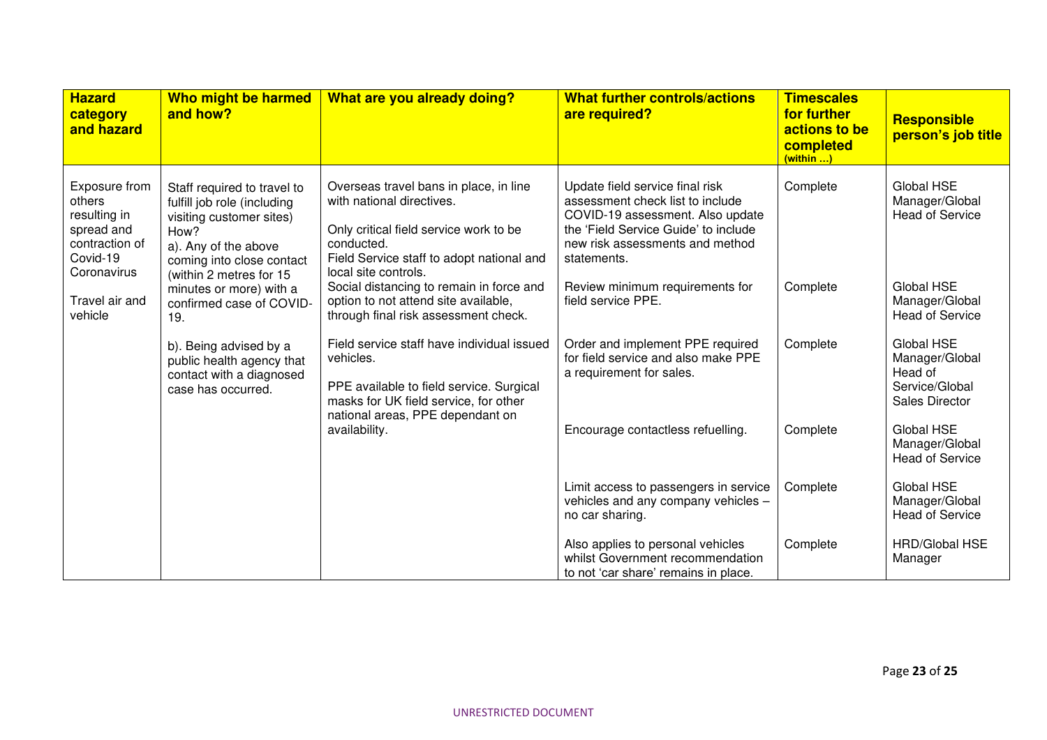| Hazard category and hazard | Who might be harmed and how? | What are you already doing? | What further controls/actions are required? | Timescales for further actions to be completed (within …) | Responsible person's job title |
|---|---|---|---|---|---|
| Exposure from others resulting in spread and contraction of Covid-19 Coronavirus<br><br>Travel air and vehicle | Staff required to travel to fulfill job role (including visiting customer sites)<br>How?<br>a). Any of the above coming into close contact (within 2 metres for 15 minutes or more) with a confirmed case of COVID-19.<br><br>b). Being advised by a public health agency that contact with a diagnosed case has occurred. | Overseas travel bans in place, in line with national directives.<br><br>Only critical field service work to be conducted.<br>Field Service staff to adopt national and local site controls.<br>Social distancing to remain in force and option to not attend site available, through final risk assessment check.<br><br>Field service staff have individual issued vehicles.<br><br>PPE available to field service. Surgical masks for UK field service, for other national areas, PPE dependant on availability. | Update field service final risk assessment check list to include COVID-19 assessment. Also update the 'Field Service Guide' to include new risk assessments and method statements. | Complete | Global HSE Manager/Global Head of Service |
| | | | Review minimum requirements for field service PPE. | Complete | Global HSE Manager/Global Head of Service |
| | | | Order and implement PPE required for field service and also make PPE a requirement for sales. | Complete | Global HSE Manager/Global Head of Service/Global Sales Director |
| | | | Encourage contactless refuelling. | Complete | Global HSE Manager/Global Head of Service |
| | | | Limit access to passengers in service vehicles and any company vehicles – no car sharing. | Complete | Global HSE Manager/Global Head of Service |
| | | | Also applies to personal vehicles whilst Government recommendation to not 'car share' remains in place. | Complete | HRD/Global HSE Manager |

UNRESTRICTED DOCUMENT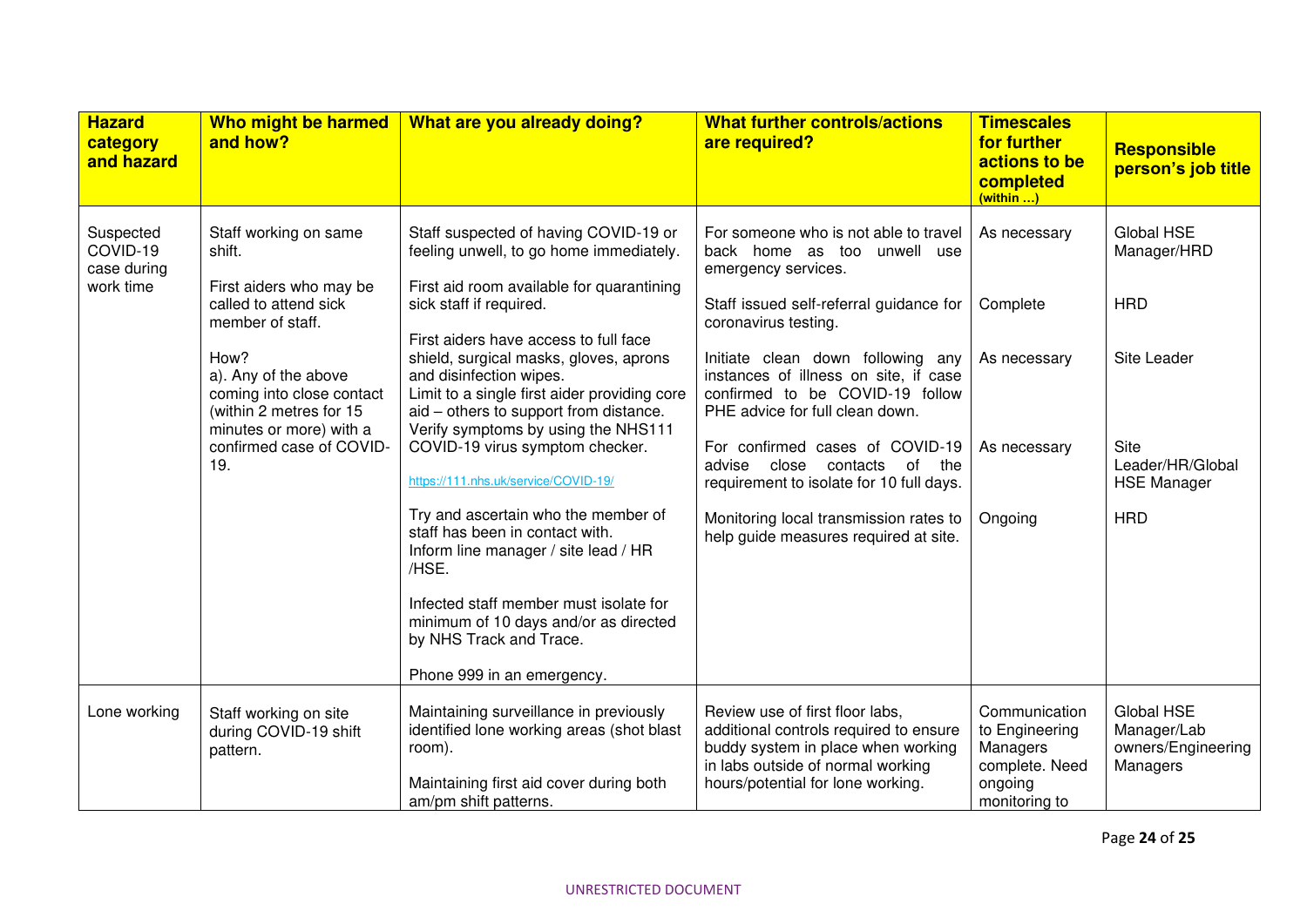| Hazard category and hazard | Who might be harmed and how? | What are you already doing? | What further controls/actions are required? | Timescales for further actions to be completed (within …) | Responsible person's job title |
|---|---|---|---|---|---|
| Suspected COVID-19 case during work time | Staff working on same shift.<br><br>First aiders who may be called to attend sick member of staff.<br><br>How?<br>a). Any of the above coming into close contact (within 2 metres for 15 minutes or more) with a confirmed case of COVID-19. | Staff suspected of having COVID-19 or feeling unwell, to go home immediately.<br><br>First aid room available for quarantining sick staff if required.<br><br>First aiders have access to full face shield, surgical masks, gloves, aprons and disinfection wipes.<br>Limit to a single first aider providing core aid – others to support from distance.<br>Verify symptoms by using the NHS111 COVID-19 virus symptom checker.<br><br>https://111.nhs.uk/service/COVID-19/<br><br>Try and ascertain who the member of staff has been in contact with.<br>Inform line manager / site lead / HR /HSE.<br><br>Infected staff member must isolate for minimum of 10 days and/or as directed by NHS Track and Trace.<br><br>Phone 999 in an emergency. | For someone who is not able to travel back home as too unwell use emergency services.<br><br>Staff issued self-referral guidance for coronavirus testing.<br><br>Initiate clean down following any instances of illness on site, if case confirmed to be COVID-19 follow PHE advice for full clean down.<br><br>For confirmed cases of COVID-19 advise close contacts of the requirement to isolate for 10 full days.<br><br>Monitoring local transmission rates to help guide measures required at site. | As necessary<br><br>Complete<br><br>As necessary<br><br>As necessary<br><br>Ongoing | Global HSE Manager/HRD<br><br>HRD<br><br>Site Leader<br><br>Site Leader/HR/Global HSE Manager<br><br>HRD |
| Lone working | Staff working on site during COVID-19 shift pattern. | Maintaining surveillance in previously identified lone working areas (shot blast room).<br><br>Maintaining first aid cover during both am/pm shift patterns. | Review use of first floor labs, additional controls required to ensure buddy system in place when working in labs outside of normal working hours/potential for lone working. | Communication to Engineering Managers complete. Need ongoing monitoring to | Global HSE Manager/Lab owners/Engineering Managers |

UNRESTRICTED DOCUMENT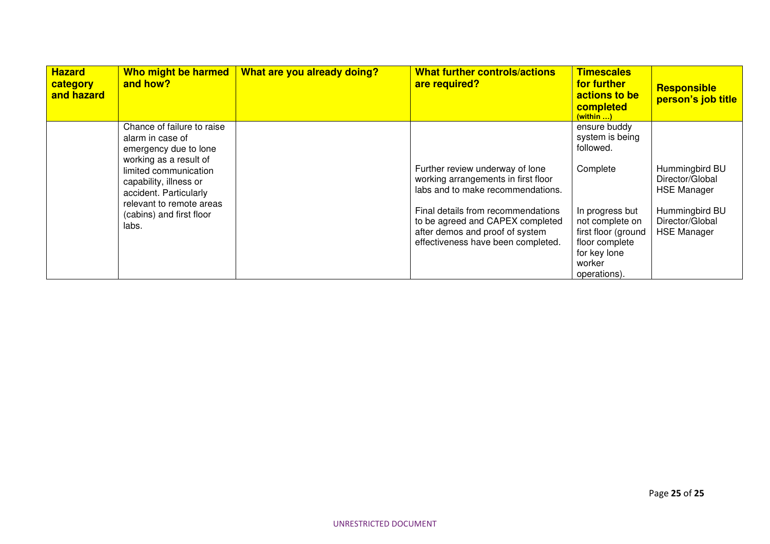| Hazard category and hazard | Who might be harmed and how? | What are you already doing? | What further controls/actions are required? | Timescales for further actions to be completed (within …) | Responsible person's job title |
|---|---|---|---|---|---|
| | Chance of failure to raise alarm in case of emergency due to lone working as a result of limited communication capability, illness or accident. Particularly relevant to remote areas (cabins) and first floor labs. | | | ensure buddy system is being followed. | |
| | | | Further review underway of lone working arrangements in first floor labs and to make recommendations. | Complete | Hummingbird BU Director/Global HSE Manager |
| | | | Final details from recommendations to be agreed and CAPEX completed after demos and proof of system effectiveness have been completed. | In progress but not complete on first floor (ground floor complete for key lone worker operations). | Hummingbird BU Director/Global HSE Manager |

UNRESTRICTED DOCUMENT